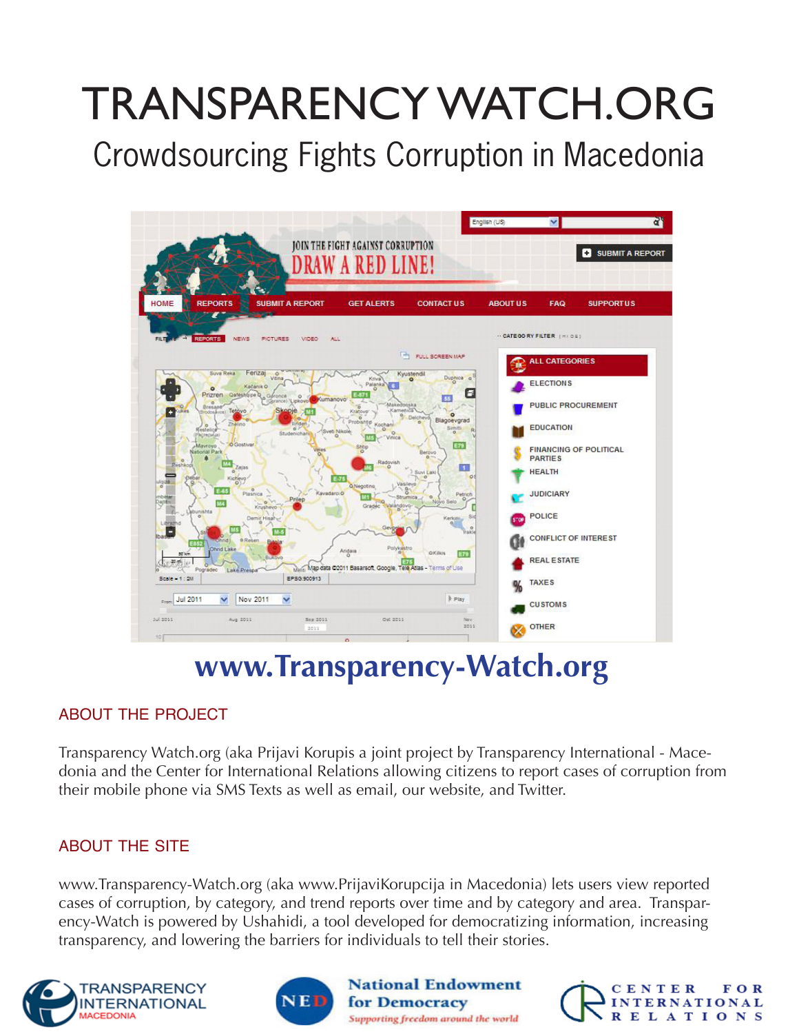# TRANSPARENCY WATCH.ORG

## Crowdsourcing Fights Corruption in Macedonia

**www.Transparency-Watch.org**

### ABOUT THE PROJECT

Transparency Watch.org (aka Prijavi Korupis a joint project by Transparency International - Macedonia and the Center for International Relations allowing citizens to report cases of corruption from their mobile phone via SMS Texts as well as email, our website, and Twitter.

### ABOUT THE SITE

www.Transparency-Watch.org (aka www.PrijaviKorupcija in Macedonia) lets users view reported cases of corruption, by category, and trend reports over time and by category and area. Transparency-Watch is powered by Ushahidi, a tool developed for democratizing information, increasing transparency, and lowering the barriers for individuals to tell their stories.

TRANSPARENCY INTERNATIONAL MACEDONIA

National Endowment for Democracy — Supporting freedom around the world

CENTER FOR INTERNATIONAL RELATIONS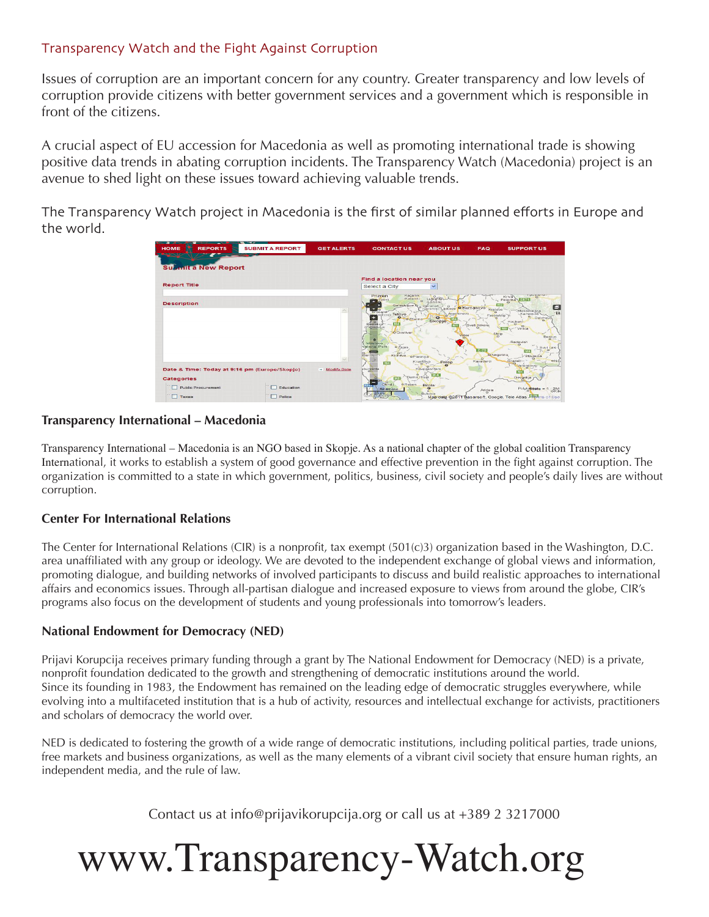## Transparency Watch and the Fight Against Corruption

Issues of corruption are an important concern for any country. Greater transparency and low levels of corruption provide citizens with better government services and a government which is responsible in front of the citizens.

A crucial aspect of EU accession for Macedonia as well as promoting international trade is showing positive data trends in abating corruption incidents. The Transparency Watch (Macedonia) project is an avenue to shed light on these issues toward achieving valuable trends.

The Transparency Watch project in Macedonia is the first of similar planned efforts in Europe and the world.

### Transparency International – Macedonia

Transparency International – Macedonia is an NGO based in Skopje. As a national chapter of the global coalition Transparency International, it works to establish a system of good governance and effective prevention in the fight against corruption. The organization is committed to a state in which government, politics, business, civil society and people's daily lives are without corruption.

### Center For International Relations

The Center for International Relations (CIR) is a nonprofit, tax exempt (501(c)3) organization based in the Washington, D.C. area unaffiliated with any group or ideology. We are devoted to the independent exchange of global views and information, promoting dialogue, and building networks of involved participants to discuss and build realistic approaches to international affairs and economics issues. Through all-partisan dialogue and increased exposure to views from around the globe, CIR's programs also focus on the development of students and young professionals into tomorrow's leaders.

### National Endowment for Democracy (NED)

Prijavi Korupcija receives primary funding through a grant by The National Endowment for Democracy (NED) is a private, nonprofit foundation dedicated to the growth and strengthening of democratic institutions around the world.
Since its founding in 1983, the Endowment has remained on the leading edge of democratic struggles everywhere, while evolving into a multifaceted institution that is a hub of activity, resources and intellectual exchange for activists, practitioners and scholars of democracy the world over.

NED is dedicated to fostering the growth of a wide range of democratic institutions, including political parties, trade unions, free markets and business organizations, as well as the many elements of a vibrant civil society that ensure human rights, an independent media, and the rule of law.

Contact us at info@prijavikorupcija.org or call us at +389 2 3217000

# www.Transparency-Watch.org